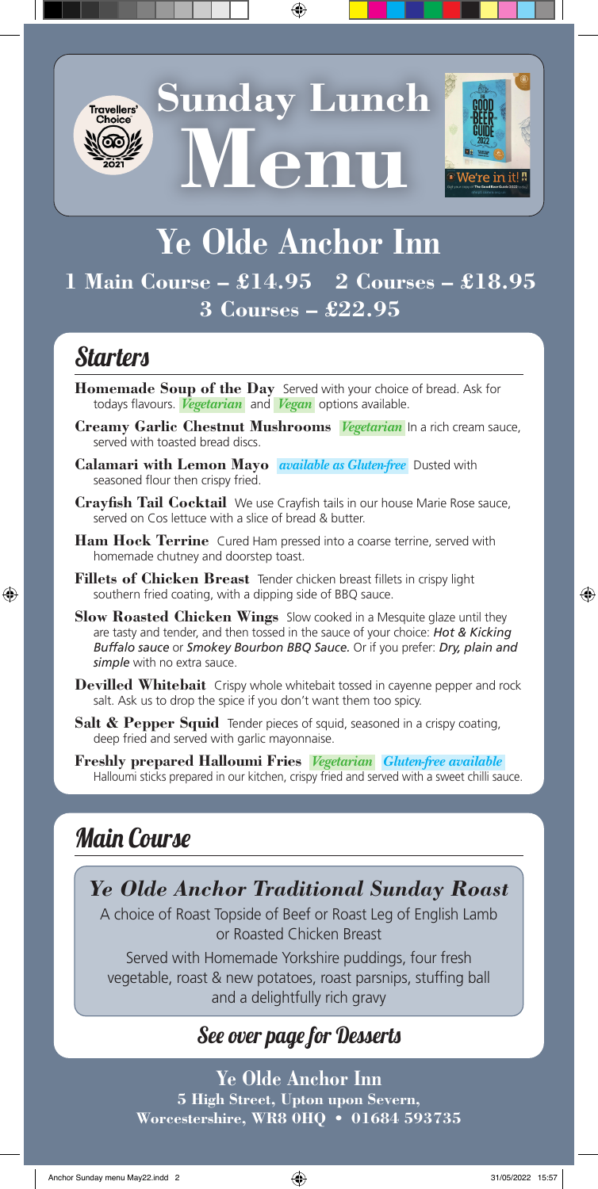# Sunday Lunch Menu

Travellers' Choice 2021

We're in it! The Good Beer Guide 2022

# Ye Olde Anchor Inn

**1 Main Course – £14.95 2 Courses – £18.95**
**3 Courses – £22.95**

## Starters

**Homemade Soup of the Day** Served with your choice of bread. Ask for todays flavours. *Vegetarian* and *Vegan* options available.

**Creamy Garlic Chestnut Mushrooms** *Vegetarian* In a rich cream sauce, served with toasted bread discs.

**Calamari with Lemon Mayo** *available as Gluten-free* Dusted with seasoned flour then crispy fried.

**Crayfish Tail Cocktail** We use Crayfish tails in our house Marie Rose sauce, served on Cos lettuce with a slice of bread & butter.

**Ham Hock Terrine** Cured Ham pressed into a coarse terrine, served with homemade chutney and doorstep toast.

**Fillets of Chicken Breast** Tender chicken breast fillets in crispy light southern fried coating, with a dipping side of BBQ sauce.

**Slow Roasted Chicken Wings** Slow cooked in a Mesquite glaze until they are tasty and tender, and then tossed in the sauce of your choice: ***Hot & Kicking Buffalo sauce*** or ***Smokey Bourbon BBQ Sauce.*** Or if you prefer: ***Dry, plain and simple*** with no extra sauce.

**Devilled Whitebait** Crispy whole whitebait tossed in cayenne pepper and rock salt. Ask us to drop the spice if you don't want them too spicy.

**Salt & Pepper Squid** Tender pieces of squid, seasoned in a crispy coating, deep fried and served with garlic mayonnaise.

**Freshly prepared Halloumi Fries** *Vegetarian* *Gluten-free available* Halloumi sticks prepared in our kitchen, crispy fried and served with a sweet chilli sauce.

## Main Course

### *Ye Olde Anchor Traditional Sunday Roast*

A choice of Roast Topside of Beef or Roast Leg of English Lamb or Roasted Chicken Breast

Served with Homemade Yorkshire puddings, four fresh vegetable, roast & new potatoes, roast parsnips, stuffing ball and a delightfully rich gravy

### See over page for Desserts

**Ye Olde Anchor Inn**
**5 High Street, Upton upon Severn, Worcestershire, WR8 0HQ • 01684 593735**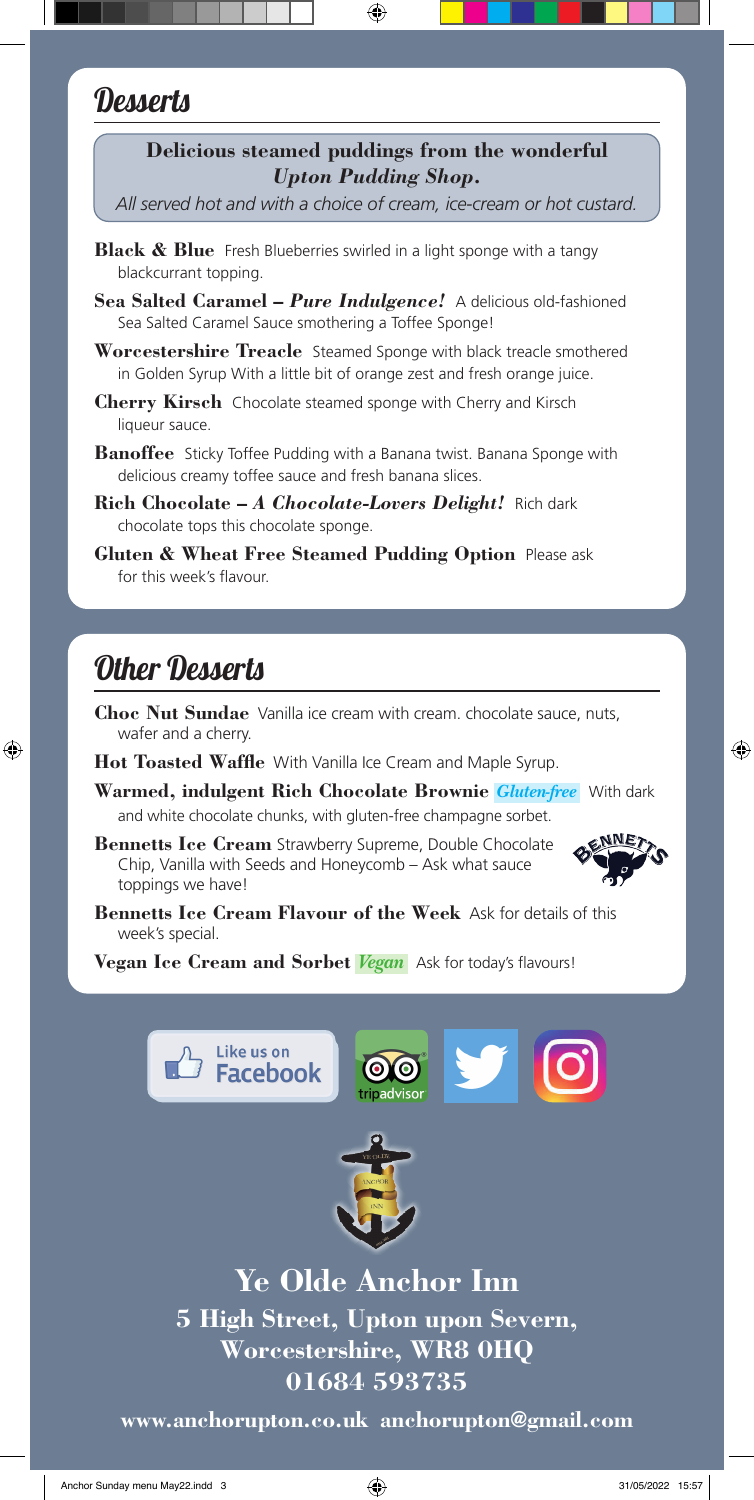# Desserts

**Delicious steamed puddings from the wonderful *Upton Pudding Shop.***

*All served hot and with a choice of cream, ice-cream or hot custard.*

**Black & Blue** Fresh Blueberries swirled in a light sponge with a tangy blackcurrant topping.

**Sea Salted Caramel – *Pure Indulgence!*** A delicious old-fashioned Sea Salted Caramel Sauce smothering a Toffee Sponge!

**Worcestershire Treacle** Steamed Sponge with black treacle smothered in Golden Syrup With a little bit of orange zest and fresh orange juice.

**Cherry Kirsch** Chocolate steamed sponge with Cherry and Kirsch liqueur sauce.

**Banoffee** Sticky Toffee Pudding with a Banana twist. Banana Sponge with delicious creamy toffee sauce and fresh banana slices.

**Rich Chocolate – *A Chocolate-Lovers Delight!*** Rich dark chocolate tops this chocolate sponge.

**Gluten & Wheat Free Steamed Pudding Option** Please ask for this week's flavour.

# Other Desserts

**Choc Nut Sundae** Vanilla ice cream with cream. chocolate sauce, nuts, wafer and a cherry.

**Hot Toasted Waffle** With Vanilla Ice Cream and Maple Syrup.

**Warmed, indulgent Rich Chocolate Brownie** *Gluten-free* With dark and white chocolate chunks, with gluten-free champagne sorbet.

**Bennetts Ice Cream** Strawberry Supreme, Double Chocolate Chip, Vanilla with Seeds and Honeycomb – Ask what sauce toppings we have!

**Bennetts Ice Cream Flavour of the Week** Ask for details of this week's special.

**Vegan Ice Cream and Sorbet** *Vegan* Ask for today's flavours!

Like us on Facebook

**Ye Olde Anchor Inn**

**5 High Street, Upton upon Severn, Worcestershire, WR8 0HQ**

**01684 593735**

**www.anchorupton.co.uk anchorupton@gmail.com**